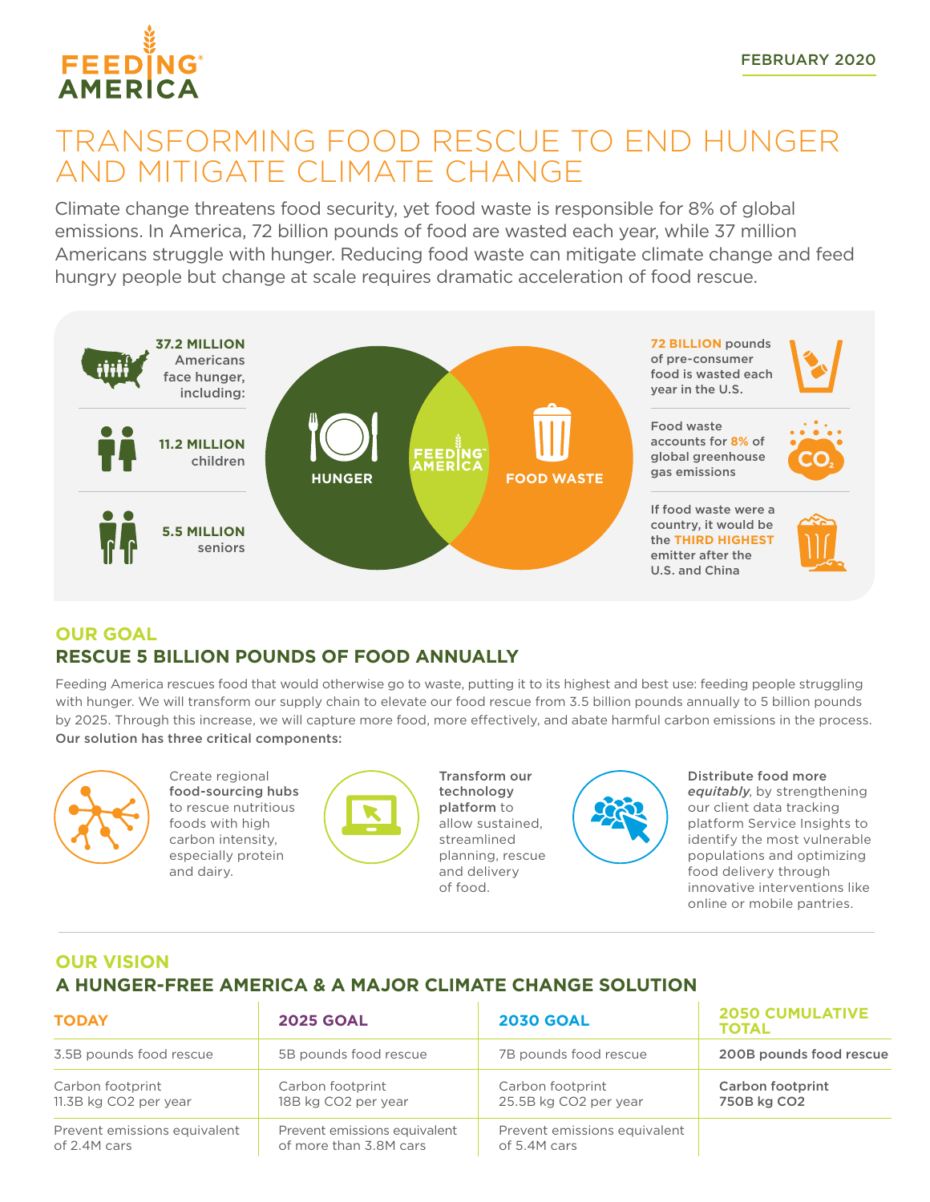FEEDING AMERICA

FEBRUARY 2020

# TRANSFORMING FOOD RESCUE TO END HUNGER AND MITIGATE CLIMATE CHANGE

Climate change threatens food security, yet food waste is responsible for 8% of global emissions. In America, 72 billion pounds of food are wasted each year, while 37 million Americans struggle with hunger. Reducing food waste can mitigate climate change and feed hungry people but change at scale requires dramatic acceleration of food rescue.

**37.2 MILLION** Americans face hunger, including:

**11.2 MILLION** children

**5.5 MILLION** seniors

HUNGER

FEEDING AMERICA

FOOD WASTE

**72 BILLION** pounds of pre-consumer food is wasted each year in the U.S.

Food waste accounts for **8%** of global greenhouse gas emissions

If food waste were a country, it would be the **THIRD HIGHEST** emitter after the U.S. and China

## OUR GOAL
## RESCUE 5 BILLION POUNDS OF FOOD ANNUALLY

Feeding America rescues food that would otherwise go to waste, putting it to its highest and best use: feeding people struggling with hunger. We will transform our supply chain to elevate our food rescue from 3.5 billion pounds annually to 5 billion pounds by 2025. Through this increase, we will capture more food, more effectively, and abate harmful carbon emissions in the process. **Our solution has three critical components:**

- Create regional **food-sourcing hubs** to rescue nutritious foods with high carbon intensity, especially protein and dairy.
- **Transform our technology platform** to allow sustained, streamlined planning, rescue and delivery of food.
- **Distribute food more *equitably***, by strengthening our client data tracking platform Service Insights to identify the most vulnerable populations and optimizing food delivery through innovative interventions like online or mobile pantries.

## OUR VISION
## A HUNGER-FREE AMERICA & A MAJOR CLIMATE CHANGE SOLUTION

| TODAY | 2025 GOAL | 2030 GOAL | 2050 CUMULATIVE TOTAL |
|---|---|---|---|
| 3.5B pounds food rescue | 5B pounds food rescue | 7B pounds food rescue | **200B pounds food rescue** |
| Carbon footprint 11.3B kg CO2 per year | Carbon footprint 18B kg CO2 per year | Carbon footprint 25.5B kg CO2 per year | **Carbon footprint 750B kg CO2** |
| Prevent emissions equivalent of 2.4M cars | Prevent emissions equivalent of more than 3.8M cars | Prevent emissions equivalent of 5.4M cars | |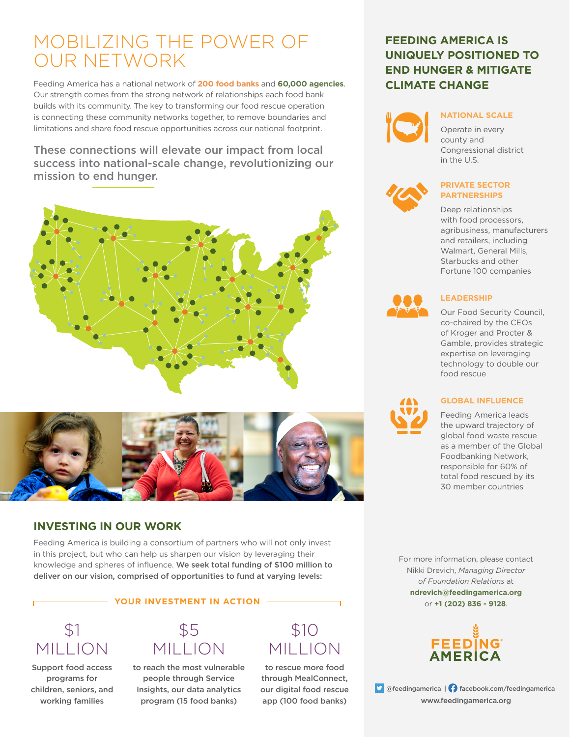# MOBILIZING THE POWER OF OUR NETWORK

Feeding America has a national network of **200 food banks** and **60,000 agencies**. Our strength comes from the strong network of relationships each food bank builds with its community. The key to transforming our food rescue operation is connecting these community networks together, to remove boundaries and limitations and share food rescue opportunities across our national footprint.

**These connections will elevate our impact from local success into national-scale change, revolutionizing our mission to end hunger.**

## INVESTING IN OUR WORK

Feeding America is building a consortium of partners who will not only invest in this project, but who can help us sharpen our vision by leveraging their knowledge and spheres of influence. **We seek total funding of $100 million to deliver on our vision, comprised of opportunities to fund at varying levels:**

### YOUR INVESTMENT IN ACTION

**$1 MILLION**
Support food access programs for children, seniors, and working families

**$5 MILLION**
to reach the most vulnerable people through Service Insights, our data analytics program (15 food banks)

**$10 MILLION**
to rescue more food through MealConnect, our digital food rescue app (100 food banks)

## FEEDING AMERICA IS UNIQUELY POSITIONED TO END HUNGER & MITIGATE CLIMATE CHANGE

### NATIONAL SCALE

Operate in every county and Congressional district in the U.S.

### PRIVATE SECTOR PARTNERSHIPS

Deep relationships with food processors, agribusiness, manufacturers and retailers, including Walmart, General Mills, Starbucks and other Fortune 100 companies

### LEADERSHIP

Our Food Security Council, co-chaired by the CEOs of Kroger and Procter & Gamble, provides strategic expertise on leveraging technology to double our food rescue

### GLOBAL INFLUENCE

Feeding America leads the upward trajectory of global food waste rescue as a member of the Global Foodbanking Network, responsible for 60% of total food rescued by its 30 member countries

For more information, please contact Nikki Drevich, *Managing Director of Foundation Relations* at **ndrevich@feedingamerica.org** or **+1 (202) 836 - 9128**.

FEEDING AMERICA

@feedingamerica | facebook.com/feedingamerica
www.feedingamerica.org